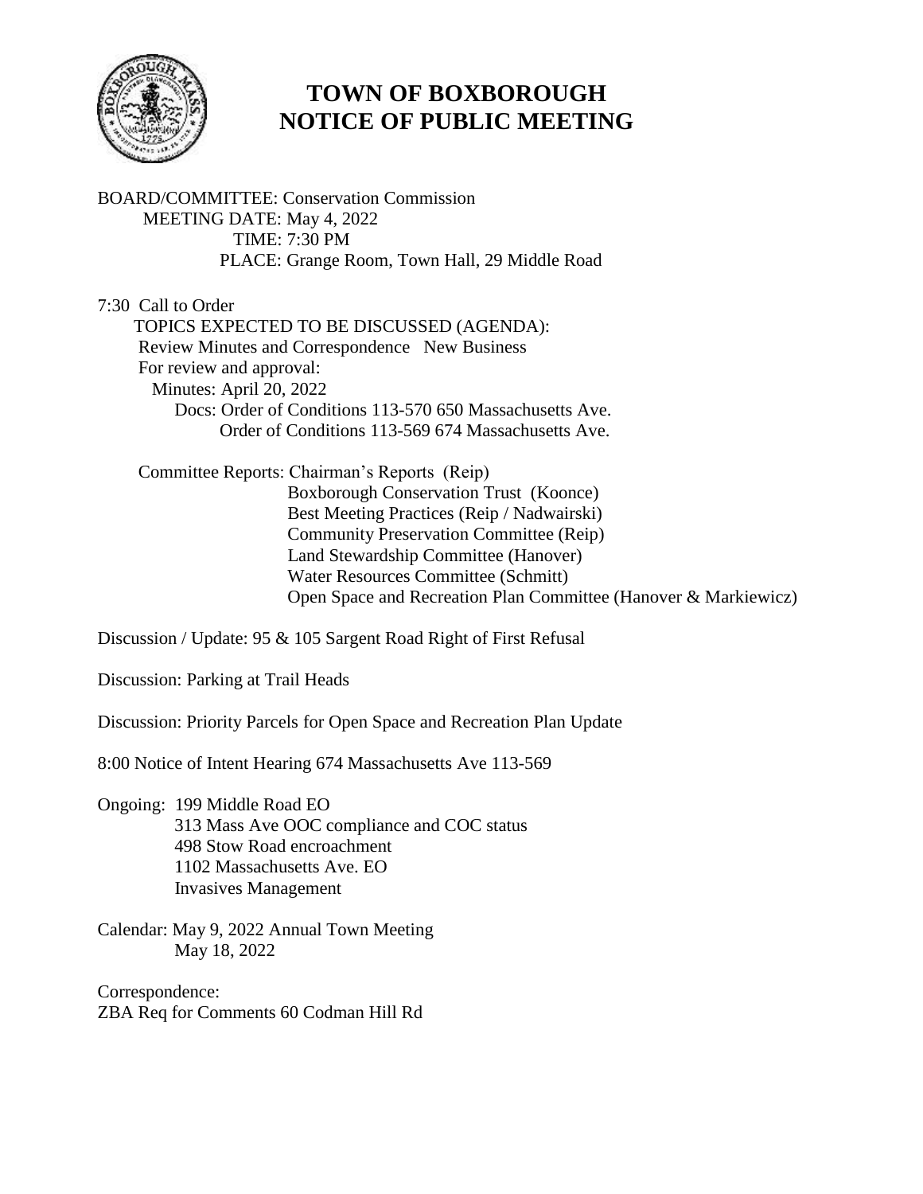# TOWN OF BOXBOROUGH
# NOTICE OF PUBLIC MEETING

BOARD/COMMITTEE: Conservation Commission
MEETING DATE: May 4, 2022
TIME: 7:30 PM
PLACE: Grange Room, Town Hall, 29 Middle Road

7:30 Call to Order

TOPICS EXPECTED TO BE DISCUSSED (AGENDA):

Review Minutes and Correspondence New Business

For review and approval:

- Minutes: April 20, 2022
- Docs: Order of Conditions 113-570 650 Massachusetts Ave.
  Order of Conditions 113-569 674 Massachusetts Ave.

Committee Reports:
- Chairman's Reports (Reip)
- Boxborough Conservation Trust (Koonce)
- Best Meeting Practices (Reip / Nadwairski)
- Community Preservation Committee (Reip)
- Land Stewardship Committee (Hanover)
- Water Resources Committee (Schmitt)
- Open Space and Recreation Plan Committee (Hanover & Markiewicz)

Discussion / Update: 95 & 105 Sargent Road Right of First Refusal

Discussion: Parking at Trail Heads

Discussion: Priority Parcels for Open Space and Recreation Plan Update

8:00 Notice of Intent Hearing 674 Massachusetts Ave 113-569

Ongoing:
- 199 Middle Road EO
- 313 Mass Ave OOC compliance and COC status
- 498 Stow Road encroachment
- 1102 Massachusetts Ave. EO
- Invasives Management

Calendar:
- May 9, 2022 Annual Town Meeting
- May 18, 2022

Correspondence:
ZBA Req for Comments 60 Codman Hill Rd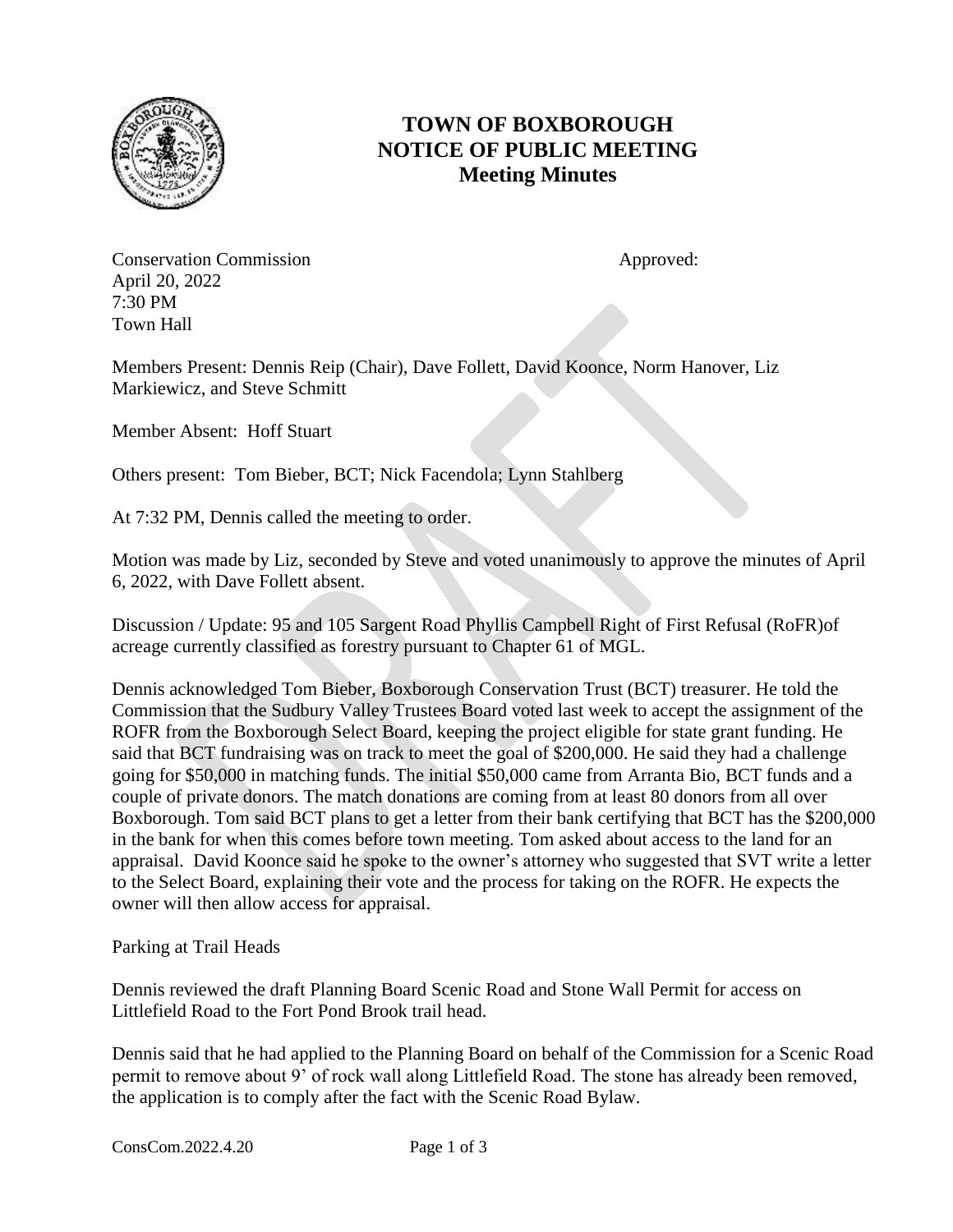# TOWN OF BOXBOROUGH
# NOTICE OF PUBLIC MEETING
# Meeting Minutes

Conservation Commission
April 20, 2022
7:30 PM
Town Hall

Approved:

Members Present: Dennis Reip (Chair), Dave Follett, David Koonce, Norm Hanover, Liz Markiewicz, and Steve Schmitt

Member Absent: Hoff Stuart

Others present: Tom Bieber, BCT; Nick Facendola; Lynn Stahlberg

At 7:32 PM, Dennis called the meeting to order.

Motion was made by Liz, seconded by Steve and voted unanimously to approve the minutes of April 6, 2022, with Dave Follett absent.

Discussion / Update: 95 and 105 Sargent Road Phyllis Campbell Right of First Refusal (RoFR)of acreage currently classified as forestry pursuant to Chapter 61 of MGL.

Dennis acknowledged Tom Bieber, Boxborough Conservation Trust (BCT) treasurer. He told the Commission that the Sudbury Valley Trustees Board voted last week to accept the assignment of the ROFR from the Boxborough Select Board, keeping the project eligible for state grant funding. He said that BCT fundraising was on track to meet the goal of $200,000. He said they had a challenge going for $50,000 in matching funds. The initial $50,000 came from Arranta Bio, BCT funds and a couple of private donors. The match donations are coming from at least 80 donors from all over Boxborough. Tom said BCT plans to get a letter from their bank certifying that BCT has the $200,000 in the bank for when this comes before town meeting. Tom asked about access to the land for an appraisal. David Koonce said he spoke to the owner's attorney who suggested that SVT write a letter to the Select Board, explaining their vote and the process for taking on the ROFR. He expects the owner will then allow access for appraisal.

Parking at Trail Heads

Dennis reviewed the draft Planning Board Scenic Road and Stone Wall Permit for access on Littlefield Road to the Fort Pond Brook trail head.

Dennis said that he had applied to the Planning Board on behalf of the Commission for a Scenic Road permit to remove about 9' of rock wall along Littlefield Road. The stone has already been removed, the application is to comply after the fact with the Scenic Road Bylaw.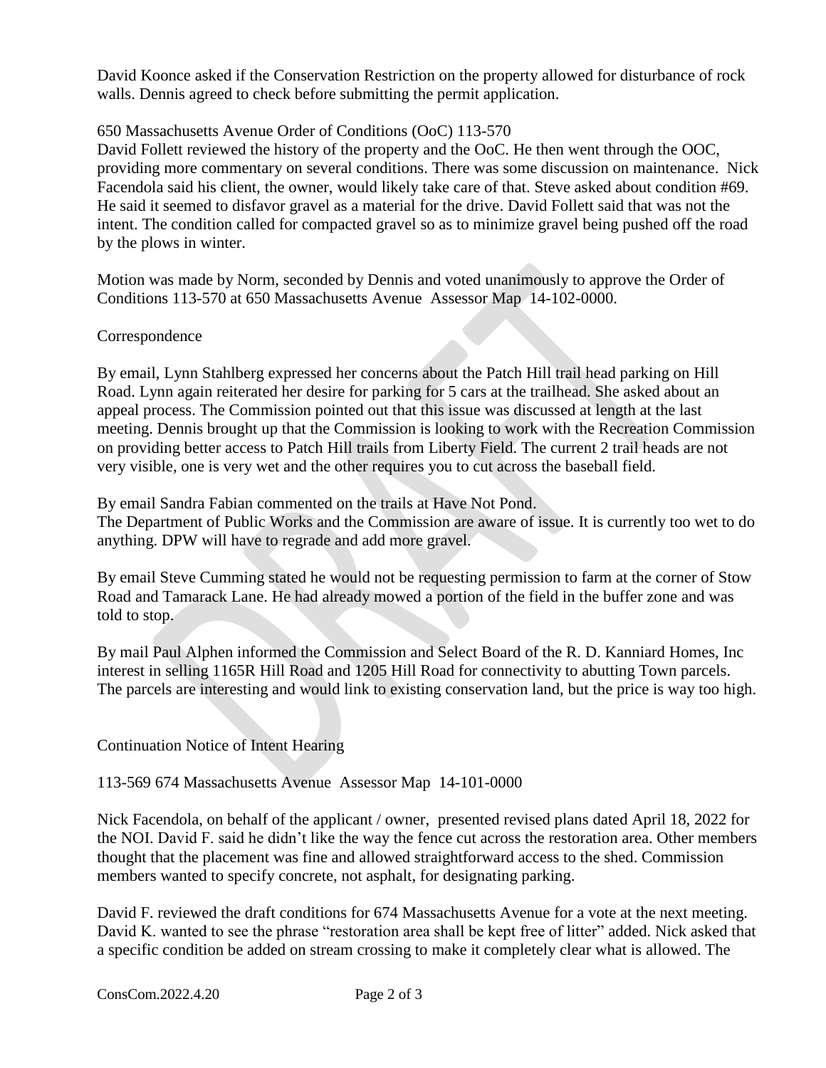David Koonce asked if the Conservation Restriction on the property allowed for disturbance of rock walls. Dennis agreed to check before submitting the permit application.

650 Massachusetts Avenue Order of Conditions (OoC) 113-570

David Follett reviewed the history of the property and the OoC. He then went through the OOC, providing more commentary on several conditions. There was some discussion on maintenance. Nick Facendola said his client, the owner, would likely take care of that. Steve asked about condition #69. He said it seemed to disfavor gravel as a material for the drive. David Follett said that was not the intent. The condition called for compacted gravel so as to minimize gravel being pushed off the road by the plows in winter.

Motion was made by Norm, seconded by Dennis and voted unanimously to approve the Order of Conditions 113-570 at 650 Massachusetts Avenue Assessor Map 14-102-0000.

Correspondence

By email, Lynn Stahlberg expressed her concerns about the Patch Hill trail head parking on Hill Road. Lynn again reiterated her desire for parking for 5 cars at the trailhead. She asked about an appeal process. The Commission pointed out that this issue was discussed at length at the last meeting. Dennis brought up that the Commission is looking to work with the Recreation Commission on providing better access to Patch Hill trails from Liberty Field. The current 2 trail heads are not very visible, one is very wet and the other requires you to cut across the baseball field.

By email Sandra Fabian commented on the trails at Have Not Pond.
The Department of Public Works and the Commission are aware of issue. It is currently too wet to do anything. DPW will have to regrade and add more gravel.

By email Steve Cumming stated he would not be requesting permission to farm at the corner of Stow Road and Tamarack Lane. He had already mowed a portion of the field in the buffer zone and was told to stop.

By mail Paul Alphen informed the Commission and Select Board of the R. D. Kanniard Homes, Inc interest in selling 1165R Hill Road and 1205 Hill Road for connectivity to abutting Town parcels. The parcels are interesting and would link to existing conservation land, but the price is way too high.

Continuation Notice of Intent Hearing

113-569 674 Massachusetts Avenue Assessor Map 14-101-0000

Nick Facendola, on behalf of the applicant / owner, presented revised plans dated April 18, 2022 for the NOI. David F. said he didn't like the way the fence cut across the restoration area. Other members thought that the placement was fine and allowed straightforward access to the shed. Commission members wanted to specify concrete, not asphalt, for designating parking.

David F. reviewed the draft conditions for 674 Massachusetts Avenue for a vote at the next meeting. David K. wanted to see the phrase "restoration area shall be kept free of litter" added. Nick asked that a specific condition be added on stream crossing to make it completely clear what is allowed. The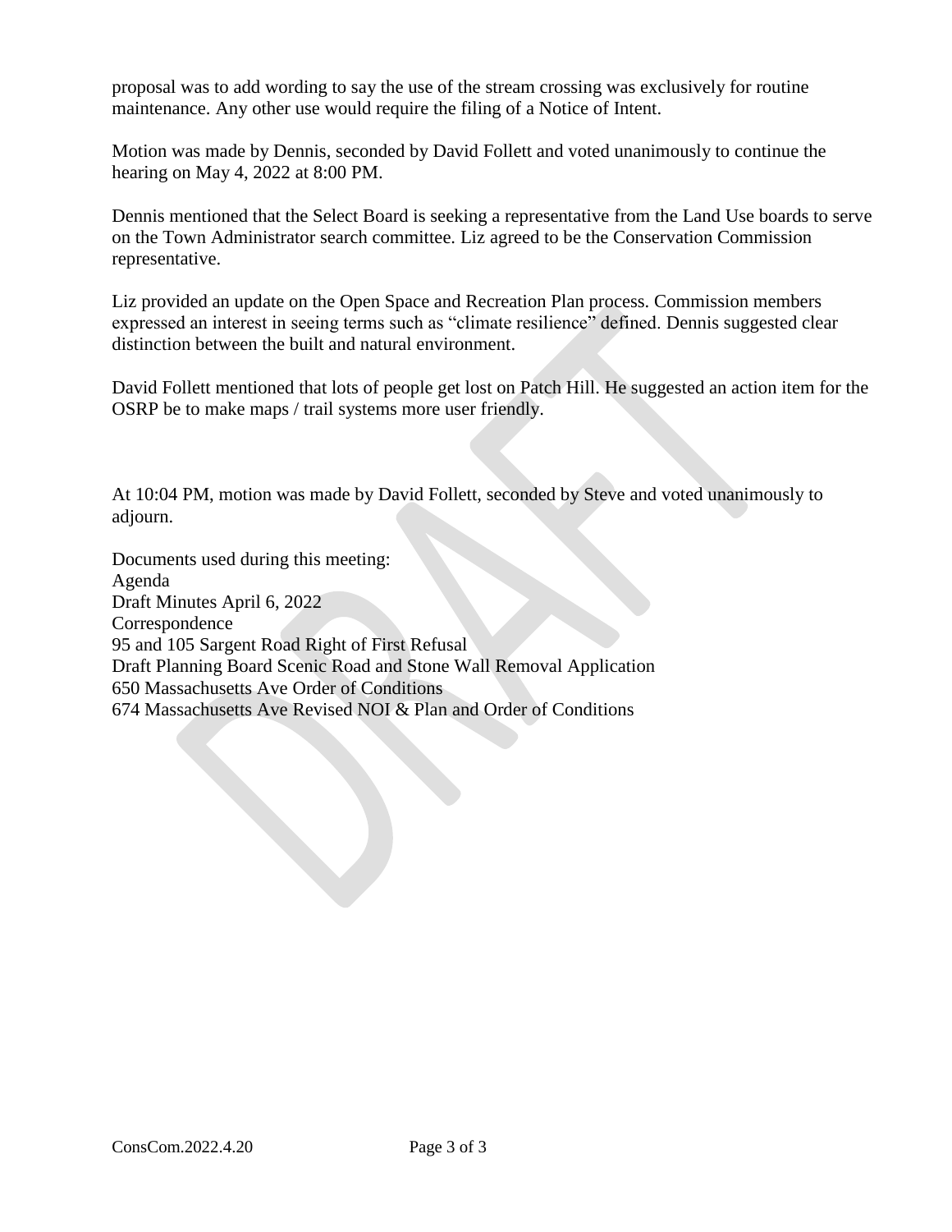proposal was to add wording to say the use of the stream crossing was exclusively for routine maintenance. Any other use would require the filing of a Notice of Intent.

Motion was made by Dennis, seconded by David Follett and voted unanimously to continue the hearing on May 4, 2022 at 8:00 PM.

Dennis mentioned that the Select Board is seeking a representative from the Land Use boards to serve on the Town Administrator search committee. Liz agreed to be the Conservation Commission representative.

Liz provided an update on the Open Space and Recreation Plan process. Commission members expressed an interest in seeing terms such as "climate resilience" defined. Dennis suggested clear distinction between the built and natural environment.

David Follett mentioned that lots of people get lost on Patch Hill. He suggested an action item for the OSRP be to make maps / trail systems more user friendly.

At 10:04 PM, motion was made by David Follett, seconded by Steve and voted unanimously to adjourn.

Documents used during this meeting:
Agenda
Draft Minutes April 6, 2022
Correspondence
95 and 105 Sargent Road Right of First Refusal
Draft Planning Board Scenic Road and Stone Wall Removal Application
650 Massachusetts Ave Order of Conditions
674 Massachusetts Ave Revised NOI & Plan and Order of Conditions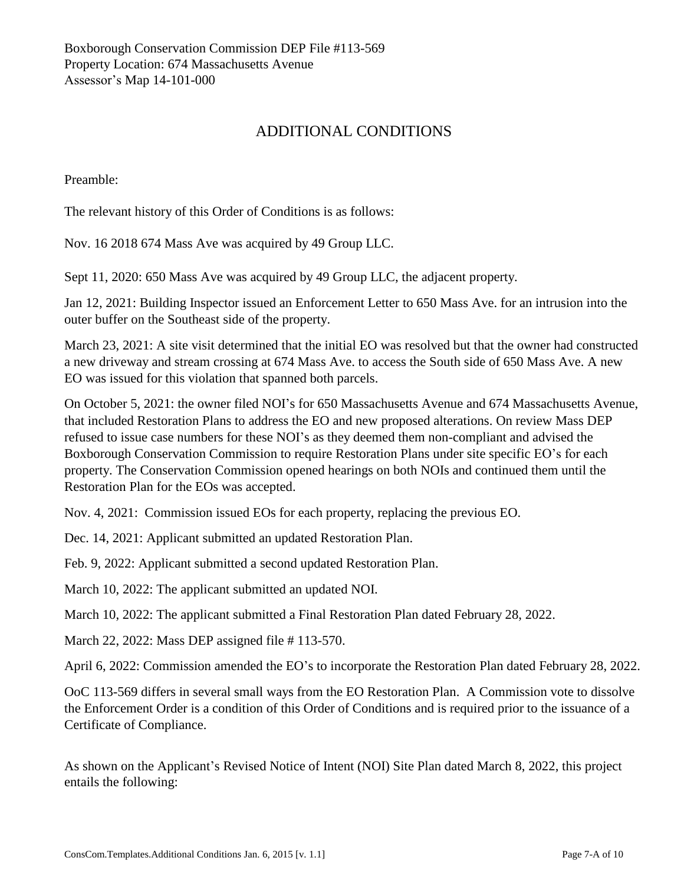Boxborough Conservation Commission DEP File #113-569
Property Location: 674 Massachusetts Avenue
Assessor's Map 14-101-000

# ADDITIONAL CONDITIONS

Preamble:

The relevant history of this Order of Conditions is as follows:

Nov. 16 2018 674 Mass Ave was acquired by 49 Group LLC.

Sept 11, 2020: 650 Mass Ave was acquired by 49 Group LLC, the adjacent property.

Jan 12, 2021: Building Inspector issued an Enforcement Letter to 650 Mass Ave. for an intrusion into the outer buffer on the Southeast side of the property.

March 23, 2021: A site visit determined that the initial EO was resolved but that the owner had constructed a new driveway and stream crossing at 674 Mass Ave. to access the South side of 650 Mass Ave. A new EO was issued for this violation that spanned both parcels.

On October 5, 2021: the owner filed NOI's for 650 Massachusetts Avenue and 674 Massachusetts Avenue, that included Restoration Plans to address the EO and new proposed alterations. On review Mass DEP refused to issue case numbers for these NOI's as they deemed them non-compliant and advised the Boxborough Conservation Commission to require Restoration Plans under site specific EO's for each property. The Conservation Commission opened hearings on both NOIs and continued them until the Restoration Plan for the EOs was accepted.

Nov. 4, 2021: Commission issued EOs for each property, replacing the previous EO.

Dec. 14, 2021: Applicant submitted an updated Restoration Plan.

Feb. 9, 2022: Applicant submitted a second updated Restoration Plan.

March 10, 2022: The applicant submitted an updated NOI.

March 10, 2022: The applicant submitted a Final Restoration Plan dated February 28, 2022.

March 22, 2022: Mass DEP assigned file # 113-570.

April 6, 2022: Commission amended the EO's to incorporate the Restoration Plan dated February 28, 2022.

OoC 113-569 differs in several small ways from the EO Restoration Plan. A Commission vote to dissolve the Enforcement Order is a condition of this Order of Conditions and is required prior to the issuance of a Certificate of Compliance.

As shown on the Applicant's Revised Notice of Intent (NOI) Site Plan dated March 8, 2022, this project entails the following: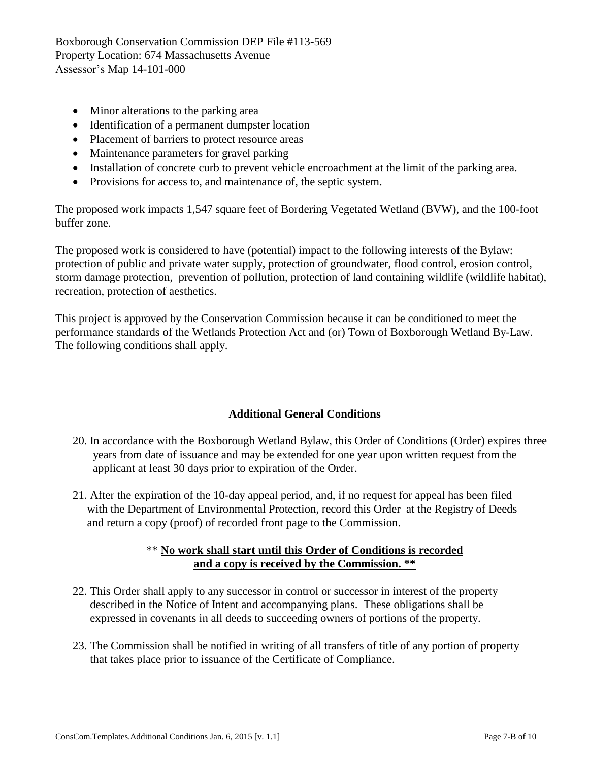- Minor alterations to the parking area
- Identification of a permanent dumpster location
- Placement of barriers to protect resource areas
- Maintenance parameters for gravel parking
- Installation of concrete curb to prevent vehicle encroachment at the limit of the parking area.
- Provisions for access to, and maintenance of, the septic system.

The proposed work impacts 1,547 square feet of Bordering Vegetated Wetland (BVW), and the 100-foot buffer zone.

The proposed work is considered to have (potential) impact to the following interests of the Bylaw: protection of public and private water supply, protection of groundwater, flood control, erosion control, storm damage protection, prevention of pollution, protection of land containing wildlife (wildlife habitat), recreation, protection of aesthetics.

This project is approved by the Conservation Commission because it can be conditioned to meet the performance standards of the Wetlands Protection Act and (or) Town of Boxborough Wetland By-Law. The following conditions shall apply.

## Additional General Conditions

20. In accordance with the Boxborough Wetland Bylaw, this Order of Conditions (Order) expires three years from date of issuance and may be extended for one year upon written request from the applicant at least 30 days prior to expiration of the Order.

21. After the expiration of the 10-day appeal period, and, if no request for appeal has been filed with the Department of Environmental Protection, record this Order at the Registry of Deeds and return a copy (proof) of recorded front page to the Commission.

** **No work shall start until this Order of Conditions is recorded and a copy is received by the Commission. ****

22. This Order shall apply to any successor in control or successor in interest of the property described in the Notice of Intent and accompanying plans. These obligations shall be expressed in covenants in all deeds to succeeding owners of portions of the property.

23. The Commission shall be notified in writing of all transfers of title of any portion of property that takes place prior to issuance of the Certificate of Compliance.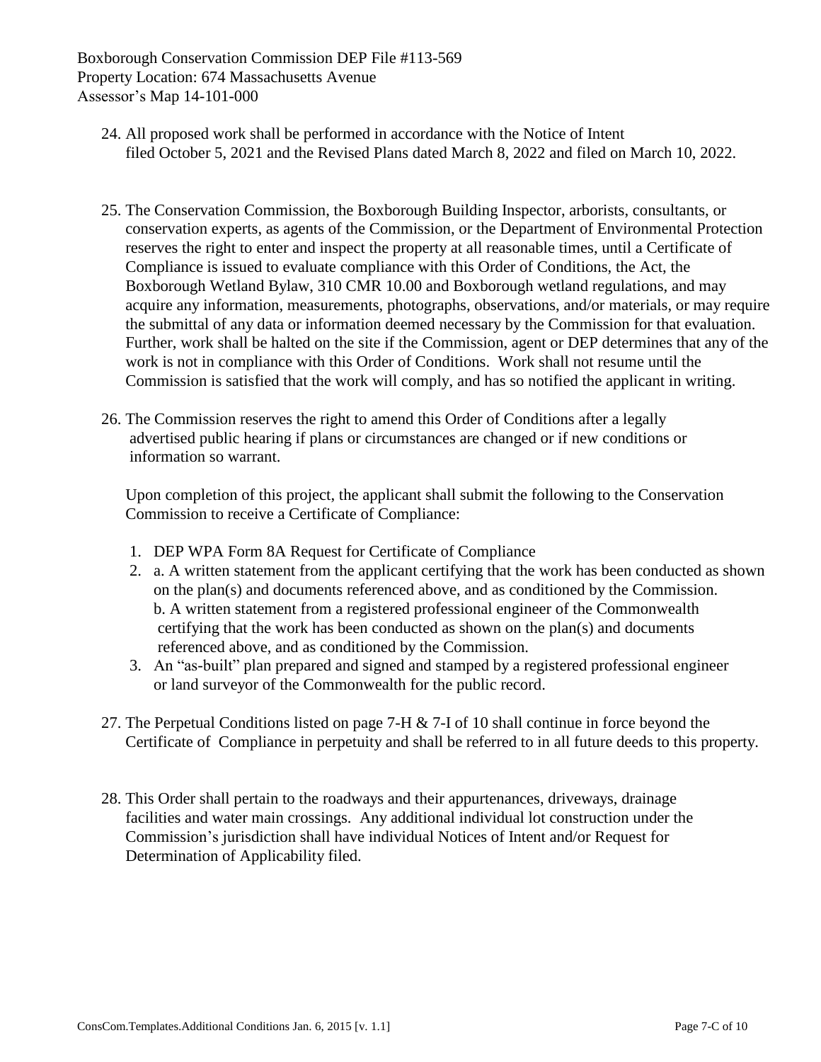Boxborough Conservation Commission DEP File #113-569
Property Location: 674 Massachusetts Avenue
Assessor's Map 14-101-000

24. All proposed work shall be performed in accordance with the Notice of Intent filed October 5, 2021 and the Revised Plans dated March 8, 2022 and filed on March 10, 2022.

25. The Conservation Commission, the Boxborough Building Inspector, arborists, consultants, or conservation experts, as agents of the Commission, or the Department of Environmental Protection reserves the right to enter and inspect the property at all reasonable times, until a Certificate of Compliance is issued to evaluate compliance with this Order of Conditions, the Act, the Boxborough Wetland Bylaw, 310 CMR 10.00 and Boxborough wetland regulations, and may acquire any information, measurements, photographs, observations, and/or materials, or may require the submittal of any data or information deemed necessary by the Commission for that evaluation. Further, work shall be halted on the site if the Commission, agent or DEP determines that any of the work is not in compliance with this Order of Conditions. Work shall not resume until the Commission is satisfied that the work will comply, and has so notified the applicant in writing.

26. The Commission reserves the right to amend this Order of Conditions after a legally advertised public hearing if plans or circumstances are changed or if new conditions or information so warrant.

    Upon completion of this project, the applicant shall submit the following to the Conservation Commission to receive a Certificate of Compliance:

    1. DEP WPA Form 8A Request for Certificate of Compliance
    2. a. A written statement from the applicant certifying that the work has been conducted as shown on the plan(s) and documents referenced above, and as conditioned by the Commission.
       b. A written statement from a registered professional engineer of the Commonwealth certifying that the work has been conducted as shown on the plan(s) and documents referenced above, and as conditioned by the Commission.
    3. An "as-built" plan prepared and signed and stamped by a registered professional engineer or land surveyor of the Commonwealth for the public record.

27. The Perpetual Conditions listed on page 7-H & 7-I of 10 shall continue in force beyond the Certificate of Compliance in perpetuity and shall be referred to in all future deeds to this property.

28. This Order shall pertain to the roadways and their appurtenances, driveways, drainage facilities and water main crossings. Any additional individual lot construction under the Commission's jurisdiction shall have individual Notices of Intent and/or Request for Determination of Applicability filed.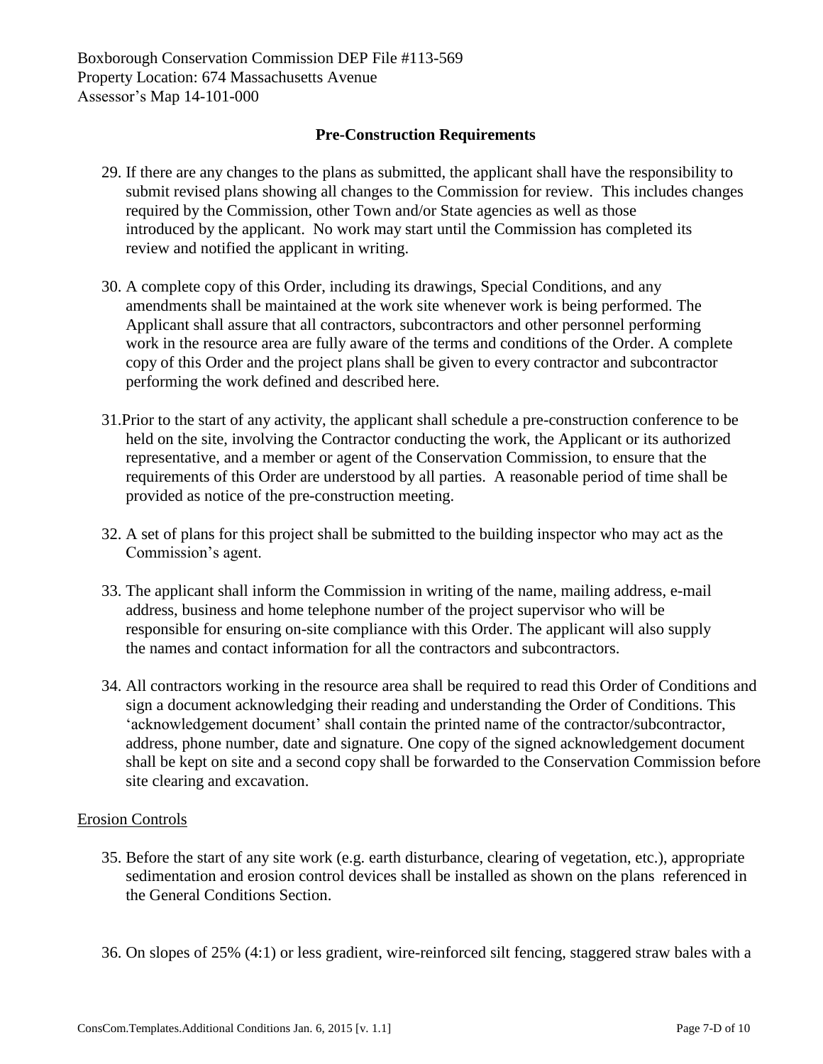Boxborough Conservation Commission DEP File #113-569
Property Location: 674 Massachusetts Avenue
Assessor's Map 14-101-000

## Pre-Construction Requirements

29. If there are any changes to the plans as submitted, the applicant shall have the responsibility to submit revised plans showing all changes to the Commission for review. This includes changes required by the Commission, other Town and/or State agencies as well as those introduced by the applicant. No work may start until the Commission has completed its review and notified the applicant in writing.

30. A complete copy of this Order, including its drawings, Special Conditions, and any amendments shall be maintained at the work site whenever work is being performed. The Applicant shall assure that all contractors, subcontractors and other personnel performing work in the resource area are fully aware of the terms and conditions of the Order. A complete copy of this Order and the project plans shall be given to every contractor and subcontractor performing the work defined and described here.

31. Prior to the start of any activity, the applicant shall schedule a pre-construction conference to be held on the site, involving the Contractor conducting the work, the Applicant or its authorized representative, and a member or agent of the Conservation Commission, to ensure that the requirements of this Order are understood by all parties. A reasonable period of time shall be provided as notice of the pre-construction meeting.

32. A set of plans for this project shall be submitted to the building inspector who may act as the Commission's agent.

33. The applicant shall inform the Commission in writing of the name, mailing address, e-mail address, business and home telephone number of the project supervisor who will be responsible for ensuring on-site compliance with this Order. The applicant will also supply the names and contact information for all the contractors and subcontractors.

34. All contractors working in the resource area shall be required to read this Order of Conditions and sign a document acknowledging their reading and understanding the Order of Conditions. This 'acknowledgement document' shall contain the printed name of the contractor/subcontractor, address, phone number, date and signature. One copy of the signed acknowledgement document shall be kept on site and a second copy shall be forwarded to the Conservation Commission before site clearing and excavation.

<u>Erosion Controls</u>

35. Before the start of any site work (e.g. earth disturbance, clearing of vegetation, etc.), appropriate sedimentation and erosion control devices shall be installed as shown on the plans referenced in the General Conditions Section.

36. On slopes of 25% (4:1) or less gradient, wire-reinforced silt fencing, staggered straw bales with a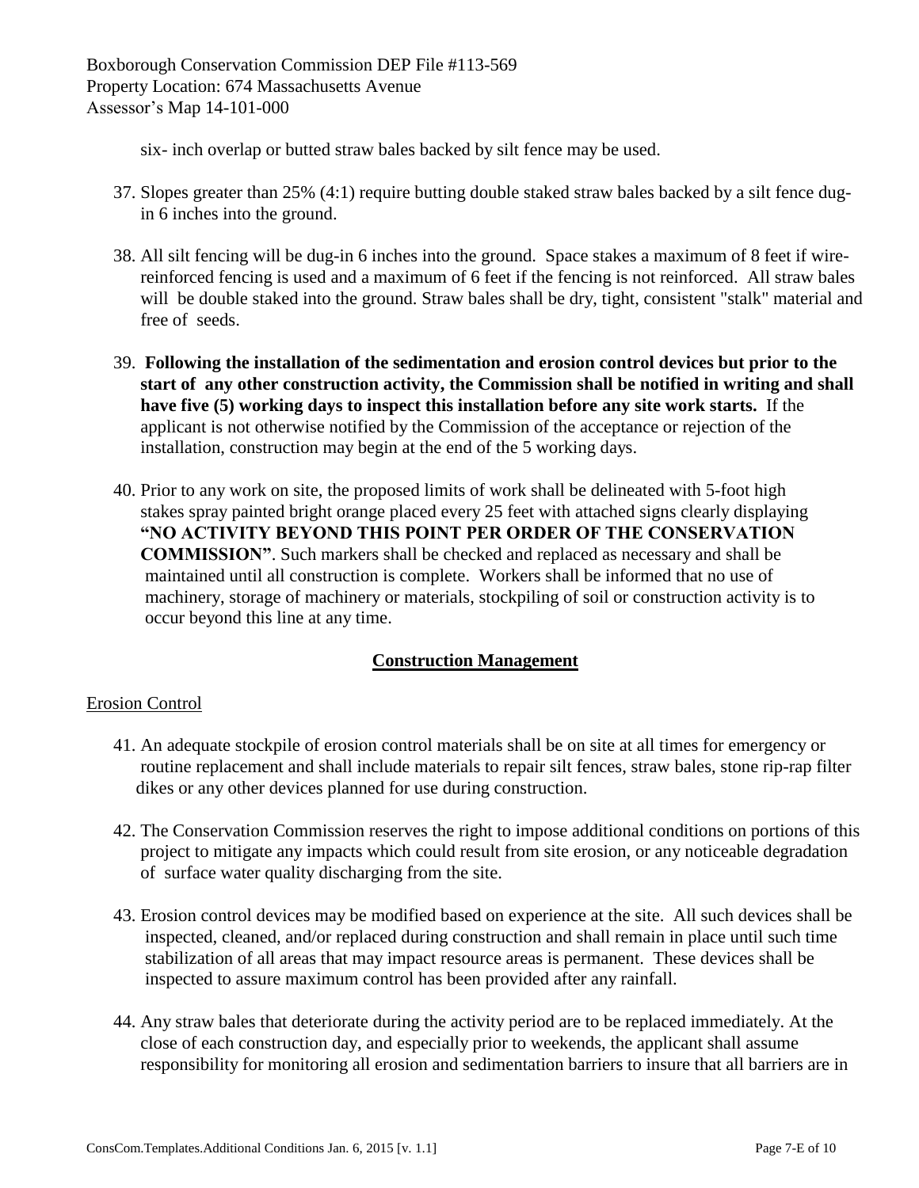six- inch overlap or butted straw bales backed by silt fence may be used.

37. Slopes greater than 25% (4:1) require butting double staked straw bales backed by a silt fence dug-in 6 inches into the ground.

38. All silt fencing will be dug-in 6 inches into the ground. Space stakes a maximum of 8 feet if wire-reinforced fencing is used and a maximum of 6 feet if the fencing is not reinforced. All straw bales will be double staked into the ground. Straw bales shall be dry, tight, consistent "stalk" material and free of seeds.

39. **Following the installation of the sedimentation and erosion control devices but prior to the start of any other construction activity, the Commission shall be notified in writing and shall have five (5) working days to inspect this installation before any site work starts.** If the applicant is not otherwise notified by the Commission of the acceptance or rejection of the installation, construction may begin at the end of the 5 working days.

40. Prior to any work on site, the proposed limits of work shall be delineated with 5-foot high stakes spray painted bright orange placed every 25 feet with attached signs clearly displaying **"NO ACTIVITY BEYOND THIS POINT PER ORDER OF THE CONSERVATION COMMISSION"**. Such markers shall be checked and replaced as necessary and shall be maintained until all construction is complete. Workers shall be informed that no use of machinery, storage of machinery or materials, stockpiling of soil or construction activity is to occur beyond this line at any time.

## Construction Management

### Erosion Control

41. An adequate stockpile of erosion control materials shall be on site at all times for emergency or routine replacement and shall include materials to repair silt fences, straw bales, stone rip-rap filter dikes or any other devices planned for use during construction.

42. The Conservation Commission reserves the right to impose additional conditions on portions of this project to mitigate any impacts which could result from site erosion, or any noticeable degradation of surface water quality discharging from the site.

43. Erosion control devices may be modified based on experience at the site. All such devices shall be inspected, cleaned, and/or replaced during construction and shall remain in place until such time stabilization of all areas that may impact resource areas is permanent. These devices shall be inspected to assure maximum control has been provided after any rainfall.

44. Any straw bales that deteriorate during the activity period are to be replaced immediately. At the close of each construction day, and especially prior to weekends, the applicant shall assume responsibility for monitoring all erosion and sedimentation barriers to insure that all barriers are in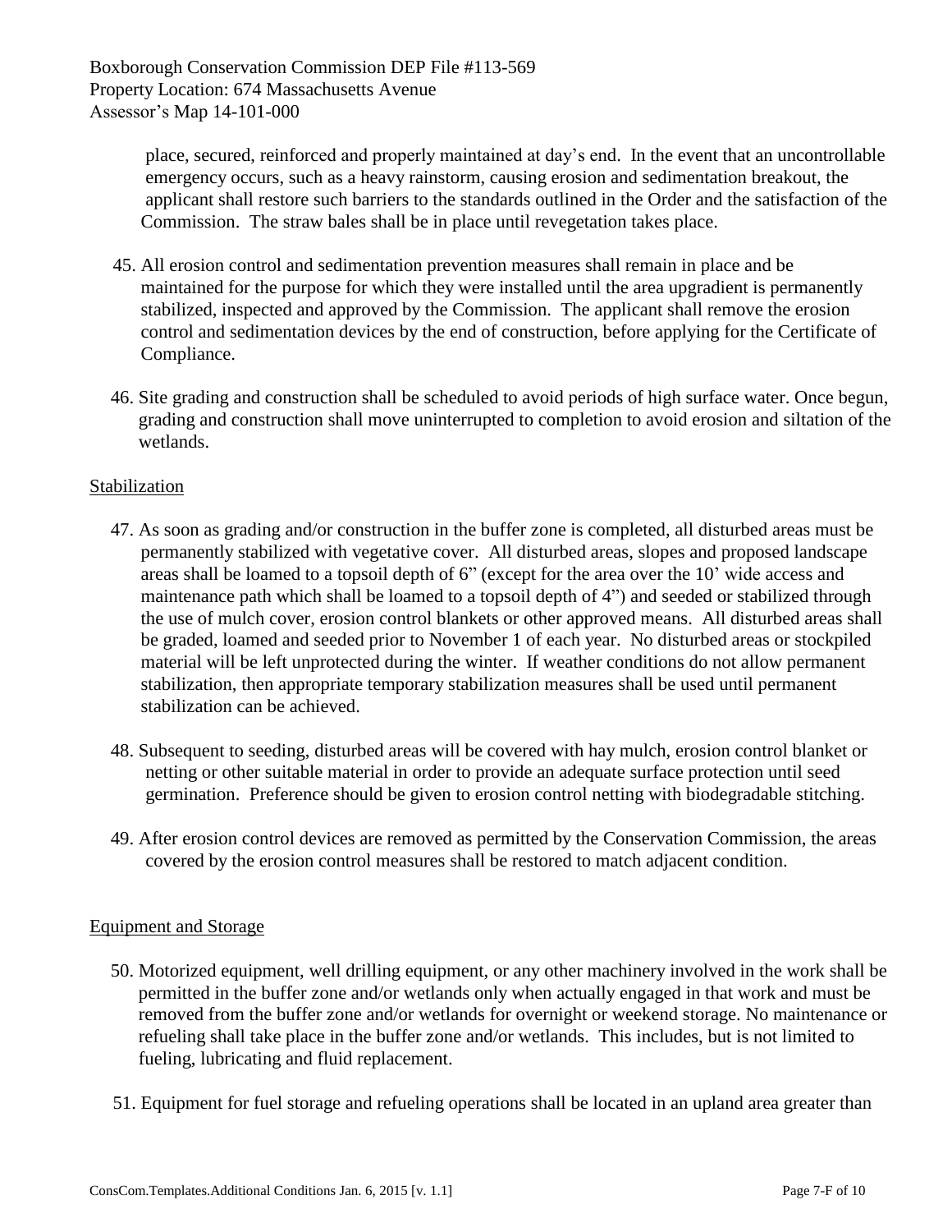place, secured, reinforced and properly maintained at day's end. In the event that an uncontrollable emergency occurs, such as a heavy rainstorm, causing erosion and sedimentation breakout, the applicant shall restore such barriers to the standards outlined in the Order and the satisfaction of the Commission. The straw bales shall be in place until revegetation takes place.

45. All erosion control and sedimentation prevention measures shall remain in place and be maintained for the purpose for which they were installed until the area upgradient is permanently stabilized, inspected and approved by the Commission. The applicant shall remove the erosion control and sedimentation devices by the end of construction, before applying for the Certificate of Compliance.

46. Site grading and construction shall be scheduled to avoid periods of high surface water. Once begun, grading and construction shall move uninterrupted to completion to avoid erosion and siltation of the wetlands.

<u>Stabilization</u>

47. As soon as grading and/or construction in the buffer zone is completed, all disturbed areas must be permanently stabilized with vegetative cover. All disturbed areas, slopes and proposed landscape areas shall be loamed to a topsoil depth of 6" (except for the area over the 10' wide access and maintenance path which shall be loamed to a topsoil depth of 4") and seeded or stabilized through the use of mulch cover, erosion control blankets or other approved means. All disturbed areas shall be graded, loamed and seeded prior to November 1 of each year. No disturbed areas or stockpiled material will be left unprotected during the winter. If weather conditions do not allow permanent stabilization, then appropriate temporary stabilization measures shall be used until permanent stabilization can be achieved.

48. Subsequent to seeding, disturbed areas will be covered with hay mulch, erosion control blanket or netting or other suitable material in order to provide an adequate surface protection until seed germination. Preference should be given to erosion control netting with biodegradable stitching.

49. After erosion control devices are removed as permitted by the Conservation Commission, the areas covered by the erosion control measures shall be restored to match adjacent condition.

<u>Equipment and Storage</u>

50. Motorized equipment, well drilling equipment, or any other machinery involved in the work shall be permitted in the buffer zone and/or wetlands only when actually engaged in that work and must be removed from the buffer zone and/or wetlands for overnight or weekend storage. No maintenance or refueling shall take place in the buffer zone and/or wetlands. This includes, but is not limited to fueling, lubricating and fluid replacement.

51. Equipment for fuel storage and refueling operations shall be located in an upland area greater than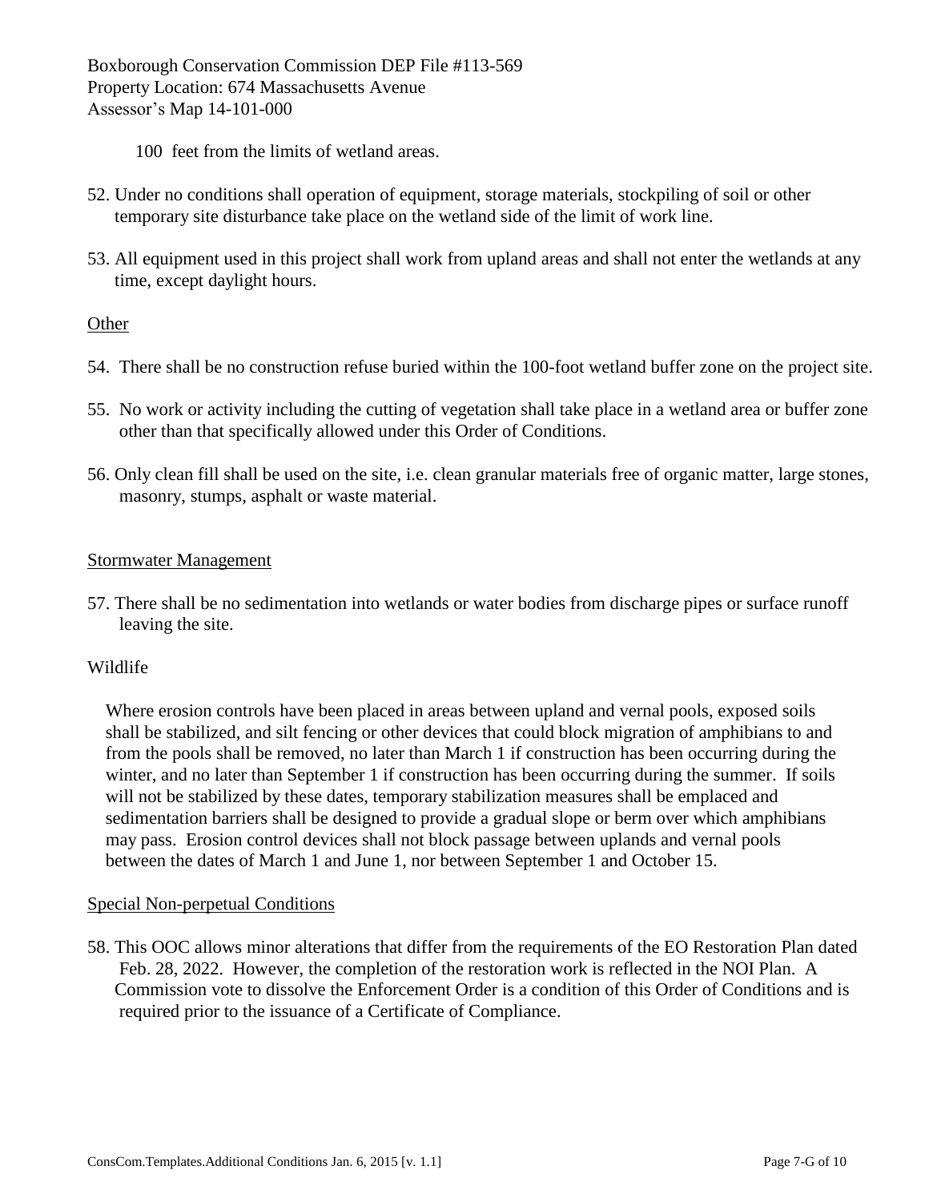100 feet from the limits of wetland areas.

52. Under no conditions shall operation of equipment, storage materials, stockpiling of soil or other temporary site disturbance take place on the wetland side of the limit of work line.

53. All equipment used in this project shall work from upland areas and shall not enter the wetlands at any time, except daylight hours.

Other

54. There shall be no construction refuse buried within the 100-foot wetland buffer zone on the project site.

55. No work or activity including the cutting of vegetation shall take place in a wetland area or buffer zone other than that specifically allowed under this Order of Conditions.

56. Only clean fill shall be used on the site, i.e. clean granular materials free of organic matter, large stones, masonry, stumps, asphalt or waste material.

Stormwater Management

57. There shall be no sedimentation into wetlands or water bodies from discharge pipes or surface runoff leaving the site.

Wildlife

Where erosion controls have been placed in areas between upland and vernal pools, exposed soils shall be stabilized, and silt fencing or other devices that could block migration of amphibians to and from the pools shall be removed, no later than March 1 if construction has been occurring during the winter, and no later than September 1 if construction has been occurring during the summer. If soils will not be stabilized by these dates, temporary stabilization measures shall be emplaced and sedimentation barriers shall be designed to provide a gradual slope or berm over which amphibians may pass. Erosion control devices shall not block passage between uplands and vernal pools between the dates of March 1 and June 1, nor between September 1 and October 15.

Special Non-perpetual Conditions

58. This OOC allows minor alterations that differ from the requirements of the EO Restoration Plan dated Feb. 28, 2022. However, the completion of the restoration work is reflected in the NOI Plan. A Commission vote to dissolve the Enforcement Order is a condition of this Order of Conditions and is required prior to the issuance of a Certificate of Compliance.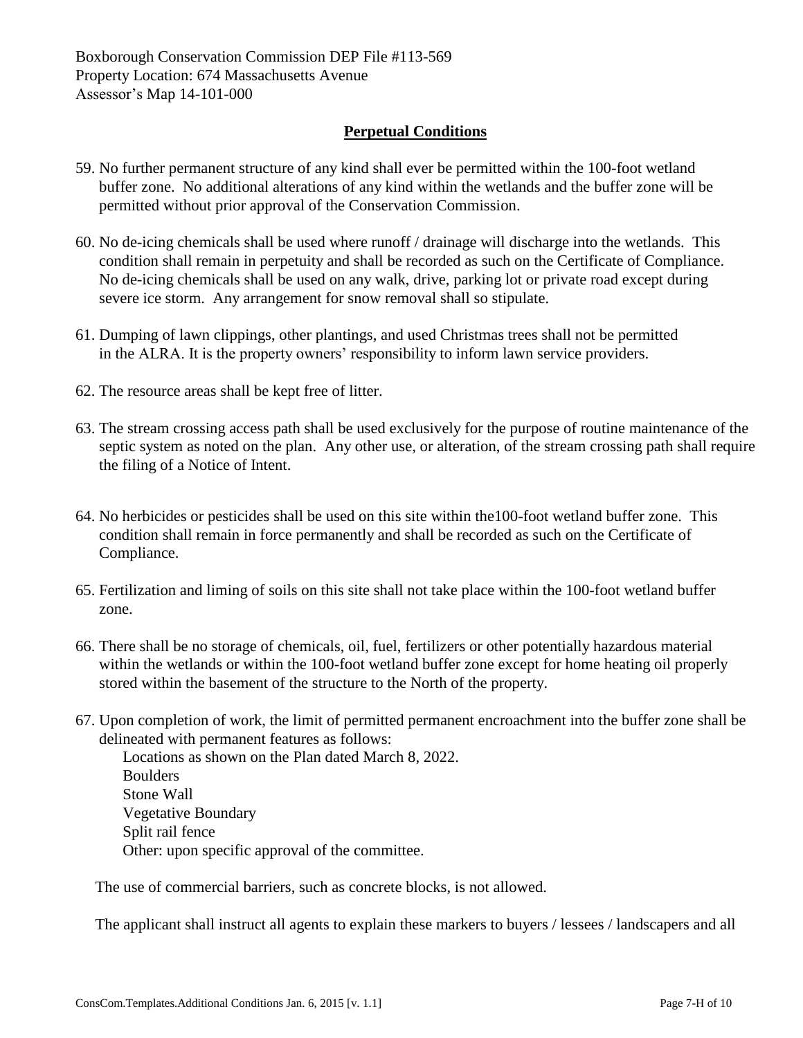Boxborough Conservation Commission DEP File #113-569
Property Location: 674 Massachusetts Avenue
Assessor's Map 14-101-000

## Perpetual Conditions

59. No further permanent structure of any kind shall ever be permitted within the 100-foot wetland buffer zone. No additional alterations of any kind within the wetlands and the buffer zone will be permitted without prior approval of the Conservation Commission.

60. No de-icing chemicals shall be used where runoff / drainage will discharge into the wetlands. This condition shall remain in perpetuity and shall be recorded as such on the Certificate of Compliance. No de-icing chemicals shall be used on any walk, drive, parking lot or private road except during severe ice storm. Any arrangement for snow removal shall so stipulate.

61. Dumping of lawn clippings, other plantings, and used Christmas trees shall not be permitted in the ALRA. It is the property owners' responsibility to inform lawn service providers.

62. The resource areas shall be kept free of litter.

63. The stream crossing access path shall be used exclusively for the purpose of routine maintenance of the septic system as noted on the plan. Any other use, or alteration, of the stream crossing path shall require the filing of a Notice of Intent.

64. No herbicides or pesticides shall be used on this site within the100-foot wetland buffer zone. This condition shall remain in force permanently and shall be recorded as such on the Certificate of Compliance.

65. Fertilization and liming of soils on this site shall not take place within the 100-foot wetland buffer zone.

66. There shall be no storage of chemicals, oil, fuel, fertilizers or other potentially hazardous material within the wetlands or within the 100-foot wetland buffer zone except for home heating oil properly stored within the basement of the structure to the North of the property.

67. Upon completion of work, the limit of permitted permanent encroachment into the buffer zone shall be delineated with permanent features as follows:
    Locations as shown on the Plan dated March 8, 2022.
    Boulders
    Stone Wall
    Vegetative Boundary
    Split rail fence
    Other: upon specific approval of the committee.

    The use of commercial barriers, such as concrete blocks, is not allowed.

    The applicant shall instruct all agents to explain these markers to buyers / lessees / landscapers and all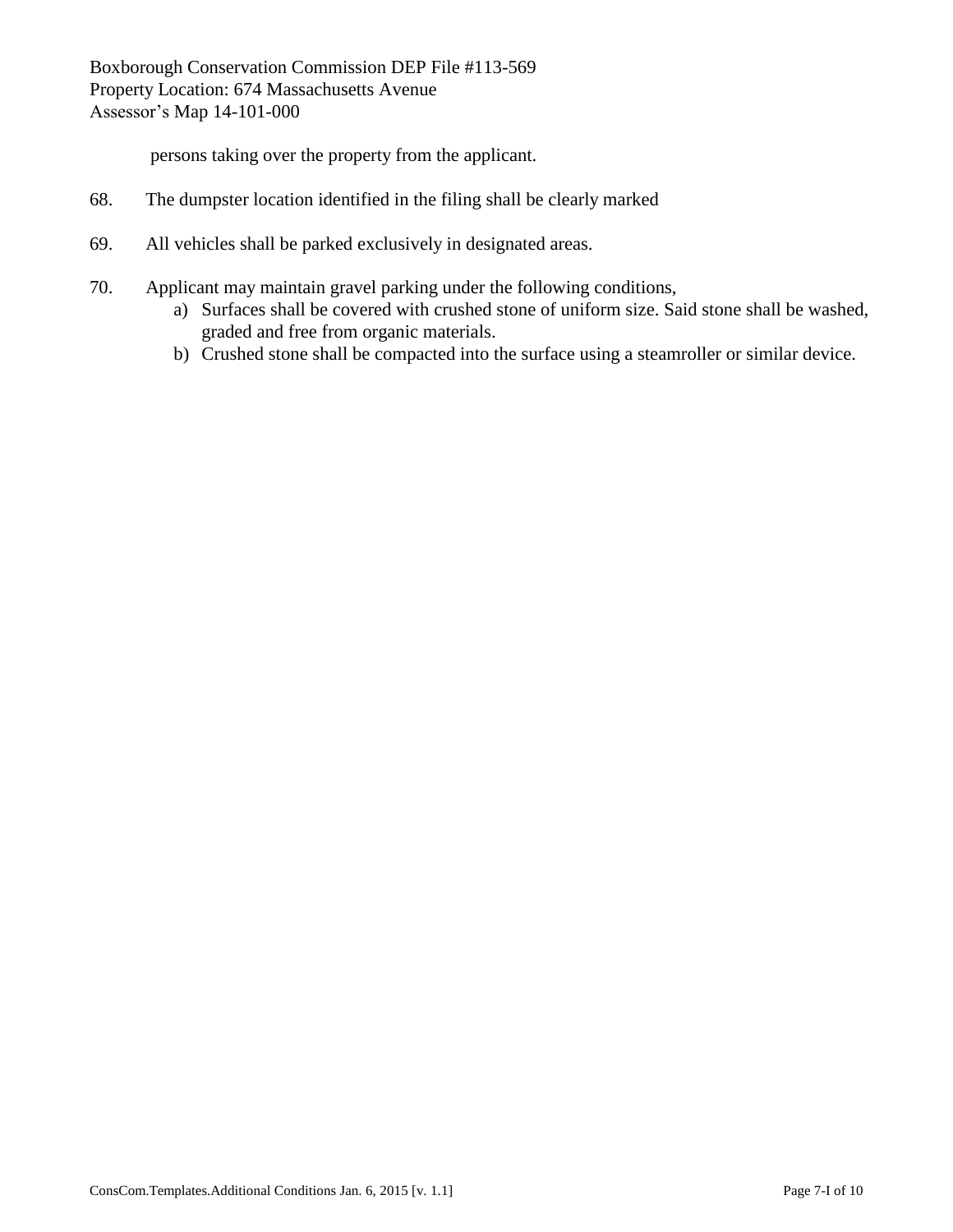persons taking over the property from the applicant.

68. The dumpster location identified in the filing shall be clearly marked

69. All vehicles shall be parked exclusively in designated areas.

70. Applicant may maintain gravel parking under the following conditions,
    a) Surfaces shall be covered with crushed stone of uniform size. Said stone shall be washed, graded and free from organic materials.
    b) Crushed stone shall be compacted into the surface using a steamroller or similar device.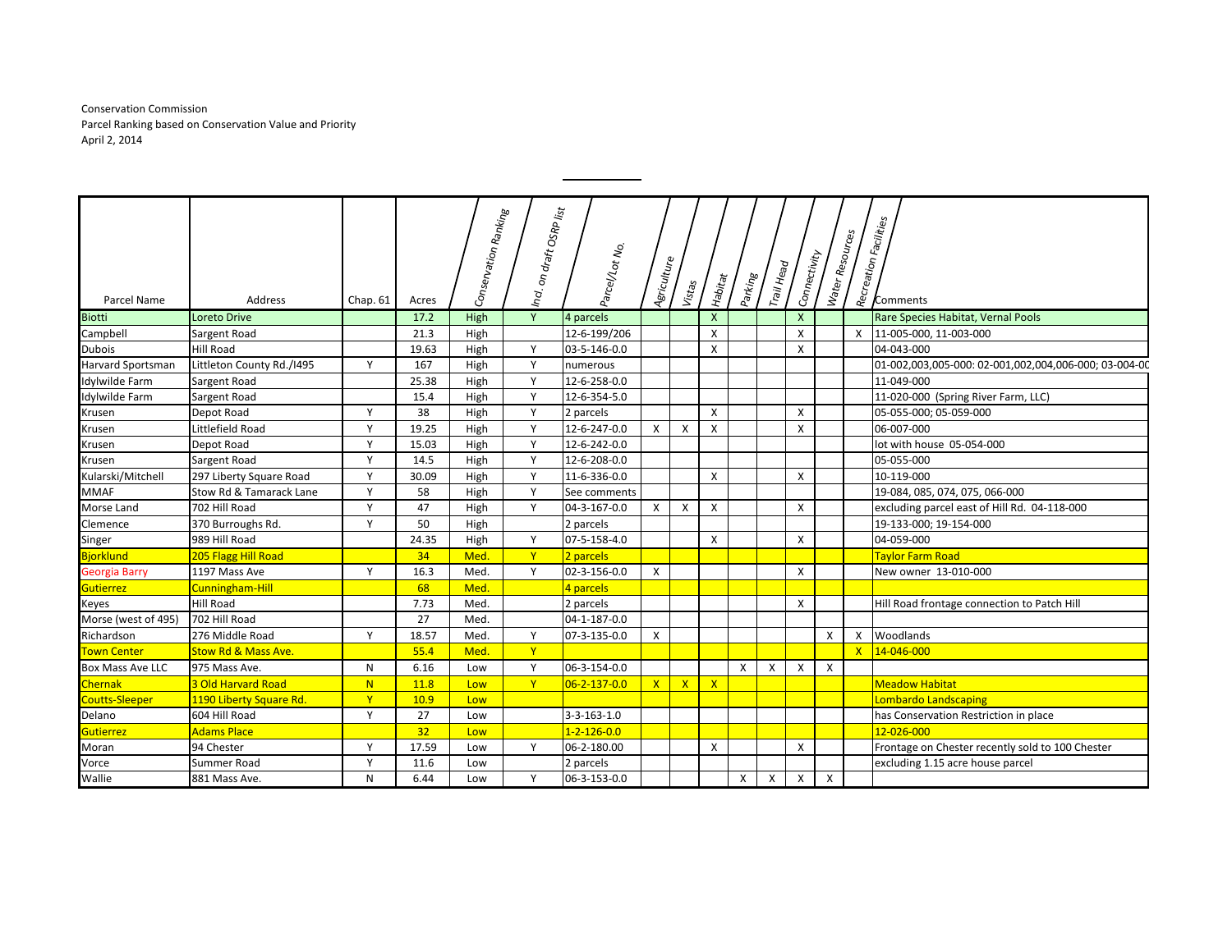Conservation Commission
Parcel Ranking based on Conservation Value and Priority
April 2, 2014

| Parcel Name | Address | Chap. 61 | Acres | Conservation Ranking | Incl. on draft OSRP list | Parcel/Lot No. | Agriculture | Vistas | Habitat | Parking | Trail Head | Connectivity | Water Resources | Recreation Facilities | Comments |
|---|---|---|---|---|---|---|---|---|---|---|---|---|---|---|---|
| Biotti | Loreto Drive | | 17.2 | High | Y | 4 parcels | | | X | | | X | | | Rare Species Habitat, Vernal Pools |
| Campbell | Sargent Road | | 21.3 | High | | 12-6-199/206 | | | X | | | X | | X | 11-005-000, 11-003-000 |
| Dubois | Hill Road | | 19.63 | High | Y | 03-5-146-0.0 | | | X | | | X | | | 04-043-000 |
| Harvard Sportsman | Littleton County Rd./I495 | Y | 167 | High | Y | numerous | | | | | | | | | 01-002,003,005-000: 02-001,002,004,006-000; 03-004-0C |
| Idylwilde Farm | Sargent Road | | 25.38 | High | Y | 12-6-258-0.0 | | | | | | | | | 11-049-000 |
| Idylwilde Farm | Sargent Road | | 15.4 | High | Y | 12-6-354-5.0 | | | | | | | | | 11-020-000 (Spring River Farm, LLC) |
| Krusen | Depot Road | Y | 38 | High | Y | 2 parcels | | | X | | | X | | | 05-055-000; 05-059-000 |
| Krusen | Littlefield Road | Y | 19.25 | High | Y | 12-6-247-0.0 | X | X | X | | | X | | | 06-007-000 |
| Krusen | Depot Road | Y | 15.03 | High | Y | 12-6-242-0.0 | | | | | | | | | lot with house 05-054-000 |
| Krusen | Sargent Road | Y | 14.5 | High | Y | 12-6-208-0.0 | | | | | | | | | 05-055-000 |
| Kularski/Mitchell | 297 Liberty Square Road | Y | 30.09 | High | Y | 11-6-336-0.0 | | | X | | | X | | | 10-119-000 |
| MMAF | Stow Rd & Tamarack Lane | Y | 58 | High | Y | See comments | | | | | | | | | 19-084, 085, 074, 075, 066-000 |
| Morse Land | 702 Hill Road | Y | 47 | High | Y | 04-3-167-0.0 | X | X | X | | | X | | | excluding parcel east of Hill Rd. 04-118-000 |
| Clemence | 370 Burroughs Rd. | Y | 50 | High | | 2 parcels | | | | | | | | | 19-133-000; 19-154-000 |
| Singer | 989 Hill Road | | 24.35 | High | Y | 07-5-158-4.0 | | | X | | | X | | | 04-059-000 |
| Bjorklund | 205 Flagg Hill Road | | 34 | Med. | Y | 2 parcels | | | | | | | | | Taylor Farm Road |
| Georgia Barry | 1197 Mass Ave | Y | 16.3 | Med. | Y | 02-3-156-0.0 | X | | | | | X | | | New owner 13-010-000 |
| Gutierrez | Cunningham-Hill | | 68 | Med. | | 4 parcels | | | | | | | | | |
| Keyes | Hill Road | | 7.73 | Med. | | 2 parcels | | | | | | X | | | Hill Road frontage connection to Patch Hill |
| Morse (west of 495) | 702 Hill Road | | 27 | Med. | | 04-1-187-0.0 | | | | | | | | | |
| Richardson | 276 Middle Road | Y | 18.57 | Med. | Y | 07-3-135-0.0 | X | | | | | | X | X | Woodlands |
| Town Center | Stow Rd & Mass Ave. | | 55.4 | Med. | Y | | | | | | | | | X | 14-046-000 |
| Box Mass Ave LLC | 975 Mass Ave. | N | 6.16 | Low | Y | 06-3-154-0.0 | | | | X | X | X | X | | |
| Chernak | 3 Old Harvard Road | N | 11.8 | Low | Y | 06-2-137-0.0 | X | X | X | | | | | | Meadow Habitat |
| Coutts-Sleeper | 1190 Liberty Square Rd. | Y | 10.9 | Low | | | | | | | | | | | Lombardo Landscaping |
| Delano | 604 Hill Road | Y | 27 | Low | | 3-3-163-1.0 | | | | | | | | | has Conservation Restriction in place |
| Gutierrez | Adams Place | | 32 | Low | | 1-2-126-0.0 | | | | | | | | | 12-026-000 |
| Moran | 94 Chester | Y | 17.59 | Low | Y | 06-2-180.00 | | | X | | | X | | | Frontage on Chester recently sold to 100 Chester |
| Vorce | Summer Road | Y | 11.6 | Low | | 2 parcels | | | | | | | | | excluding 1.15 acre house parcel |
| Wallie | 881 Mass Ave. | N | 6.44 | Low | Y | 06-3-153-0.0 | | | | X | X | X | X | | |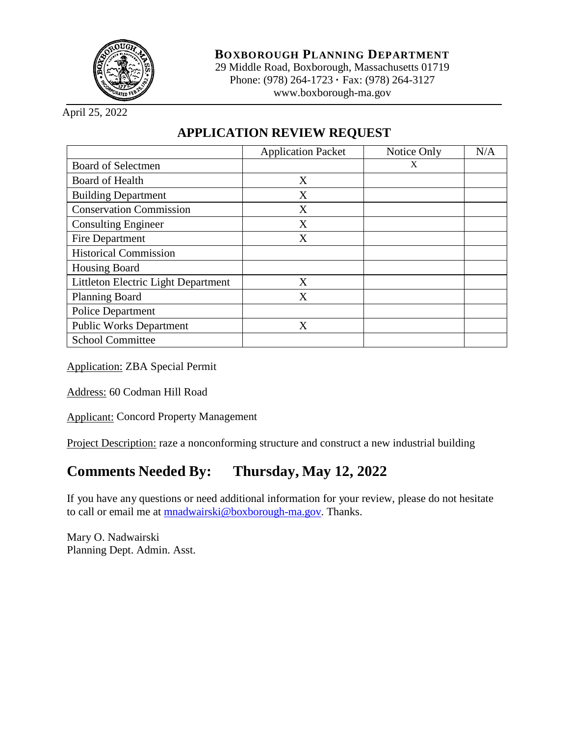**BOXBOROUGH PLANNING DEPARTMENT**
29 Middle Road, Boxborough, Massachusetts 01719
Phone: (978) 264-1723 · Fax: (978) 264-3127
www.boxborough-ma.gov

April 25, 2022

## APPLICATION REVIEW REQUEST

| | Application Packet | Notice Only | N/A |
|---|---|---|---|
| Board of Selectmen | | X | |
| Board of Health | X | | |
| Building Department | X | | |
| Conservation Commission | X | | |
| Consulting Engineer | X | | |
| Fire Department | X | | |
| Historical Commission | | | |
| Housing Board | | | |
| Littleton Electric Light Department | X | | |
| Planning Board | X | | |
| Police Department | | | |
| Public Works Department | X | | |
| School Committee | | | |

Application: ZBA Special Permit

Address: 60 Codman Hill Road

Applicant: Concord Property Management

Project Description: raze a nonconforming structure and construct a new industrial building

## Comments Needed By: Thursday, May 12, 2022

If you have any questions or need additional information for your review, please do not hesitate to call or email me at mnadwairski@boxborough-ma.gov. Thanks.

Mary O. Nadwairski
Planning Dept. Admin. Asst.